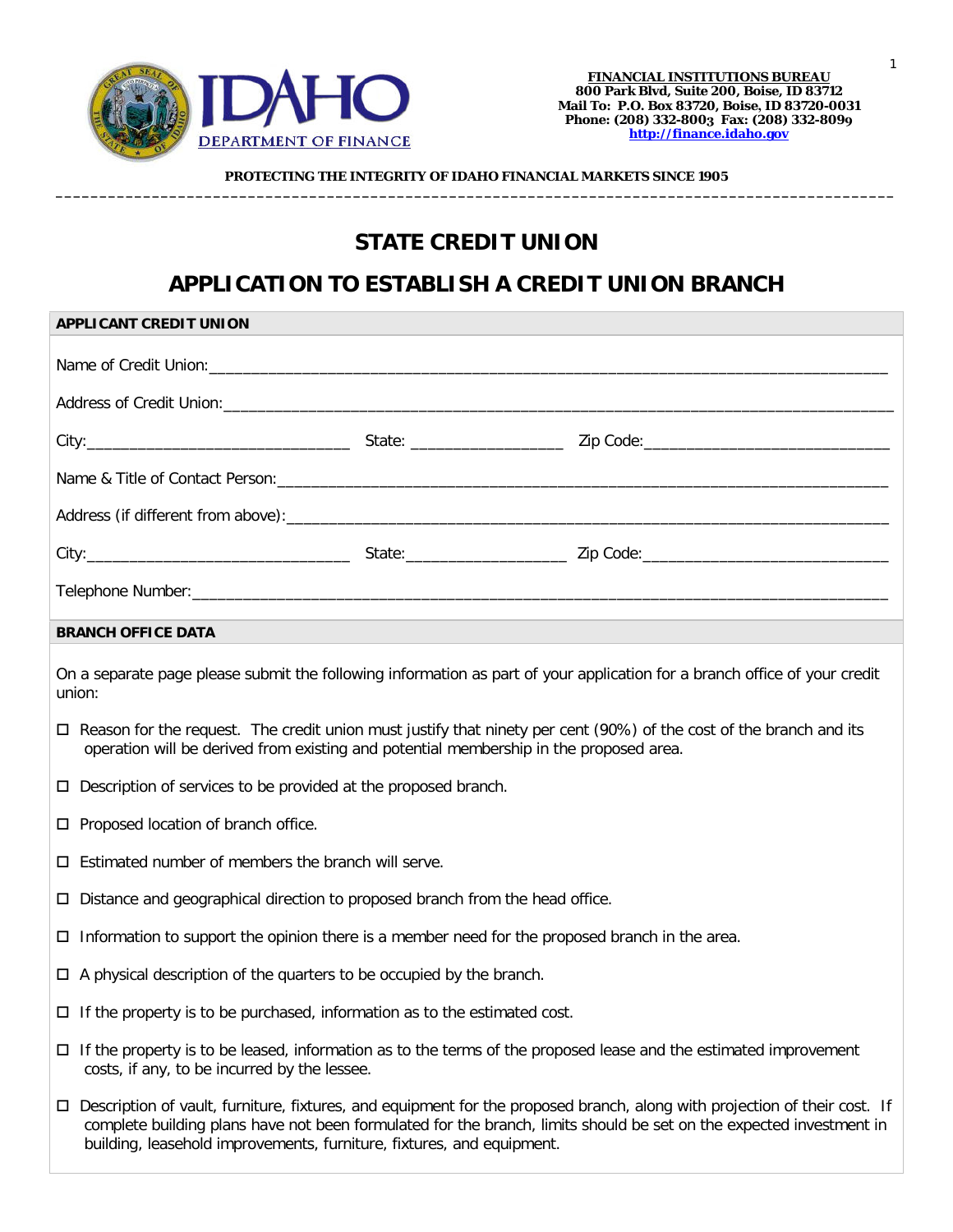IDAHO DEPARTMENT OF FINANCE

**FINANCIAL INSTITUTIONS BUREAU**
**800 Park Blvd, Suite 200, Boise, ID 83712**
**Mail To: P.O. Box 83720, Boise, ID 83720-0031**
**Phone: (208) 332-8003 Fax: (208) 332-8099**
**http://finance.idaho.gov**

**PROTECTING THE INTEGRITY OF IDAHO FINANCIAL MARKETS SINCE 1905**

---

# STATE CREDIT UNION

# APPLICATION TO ESTABLISH A CREDIT UNION BRANCH

## APPLICANT CREDIT UNION

Name of Credit Union:_______________________________________________

Address of Credit Union:_______________________________________________

City:_______________________ State: _______________ Zip Code:_______________________

Name & Title of Contact Person:_______________________________________________

Address (if different from above):_______________________________________________

City:_______________________ State:_______________ Zip Code:_______________________

Telephone Number:_______________________________________________

## BRANCH OFFICE DATA

On a separate page please submit the following information as part of your application for a branch office of your credit union:

- ☐ Reason for the request. The credit union must justify that ninety per cent (90%) of the cost of the branch and its operation will be derived from existing and potential membership in the proposed area.
- ☐ Description of services to be provided at the proposed branch.
- ☐ Proposed location of branch office.
- ☐ Estimated number of members the branch will serve.
- ☐ Distance and geographical direction to proposed branch from the head office.
- ☐ Information to support the opinion there is a member need for the proposed branch in the area.
- ☐ A physical description of the quarters to be occupied by the branch.
- ☐ If the property is to be purchased, information as to the estimated cost.
- ☐ If the property is to be leased, information as to the terms of the proposed lease and the estimated improvement costs, if any, to be incurred by the lessee.
- ☐ Description of vault, furniture, fixtures, and equipment for the proposed branch, along with projection of their cost. If complete building plans have not been formulated for the branch, limits should be set on the expected investment in building, leasehold improvements, furniture, fixtures, and equipment.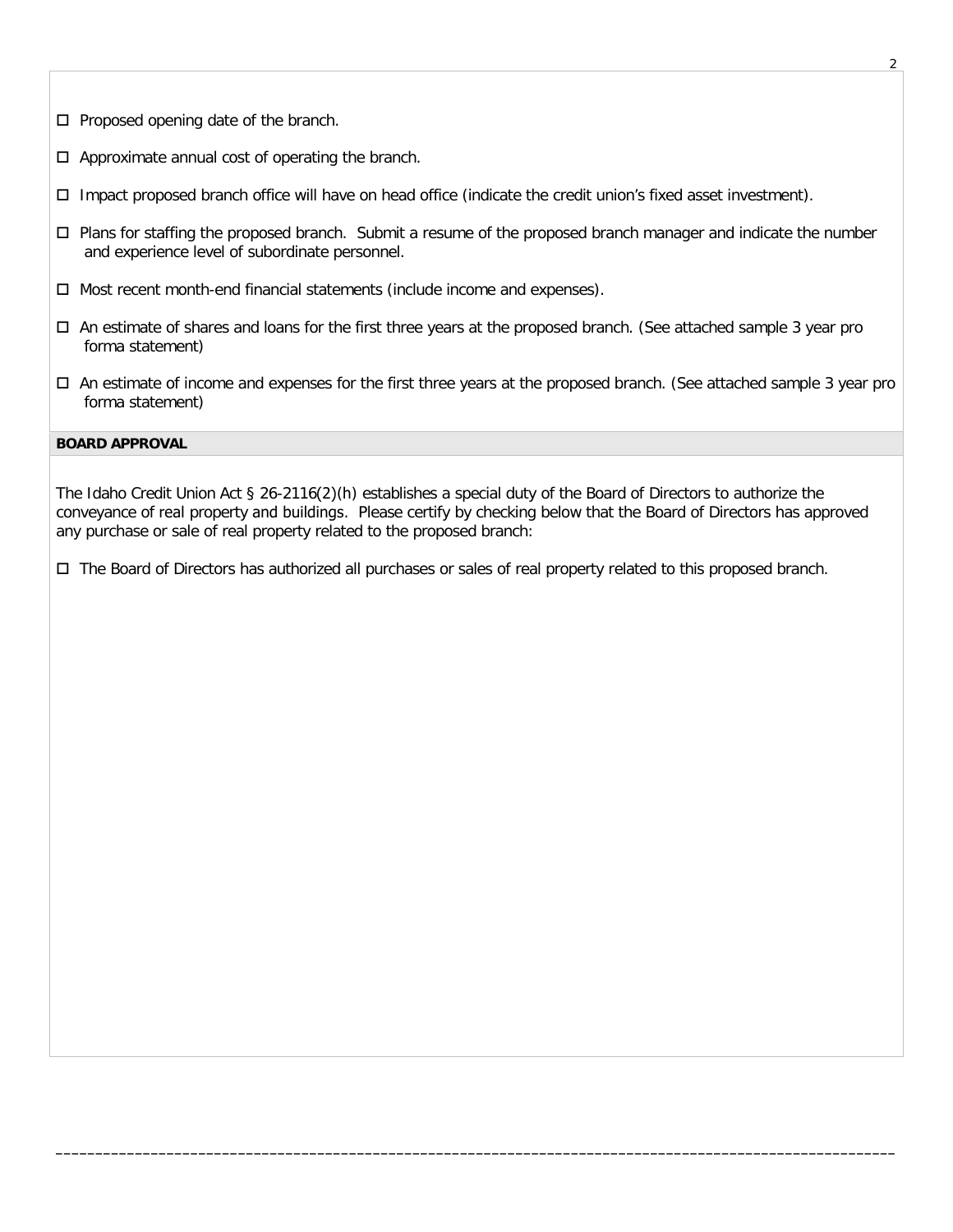- ☐ Proposed opening date of the branch.
- ☐ Approximate annual cost of operating the branch.
- ☐ Impact proposed branch office will have on head office (indicate the credit union's fixed asset investment).
- ☐ Plans for staffing the proposed branch. Submit a resume of the proposed branch manager and indicate the number and experience level of subordinate personnel.
- ☐ Most recent month-end financial statements (include income and expenses).
- ☐ An estimate of shares and loans for the first three years at the proposed branch. (See attached sample 3 year pro forma statement)
- ☐ An estimate of income and expenses for the first three years at the proposed branch. (See attached sample 3 year pro forma statement)

**BOARD APPROVAL**

The Idaho Credit Union Act § 26-2116(2)(h) establishes a special duty of the Board of Directors to authorize the conveyance of real property and buildings. Please certify by checking below that the Board of Directors has approved any purchase or sale of real property related to the proposed branch:

- ☐ The Board of Directors has authorized all purchases or sales of real property related to this proposed branch.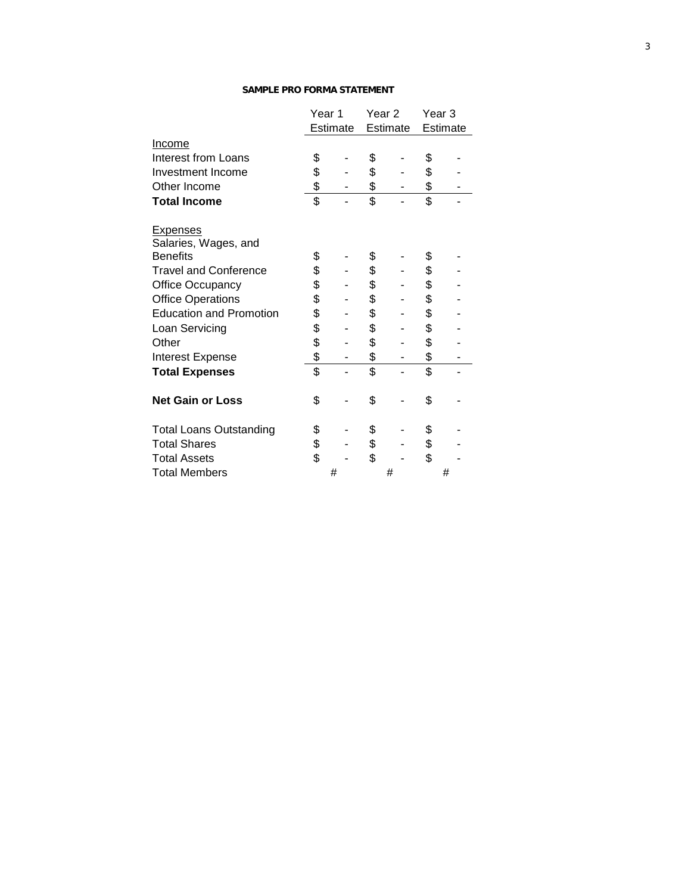**SAMPLE PRO FORMA STATEMENT**

| | Year 1 Estimate | Year 2 Estimate | Year 3 Estimate |
|---|---|---|---|
| Income | | | |
| Interest from Loans | $ - | $ - | $ - |
| Investment Income | $ - | $ - | $ - |
| Other Income | $ - | $ - | $ - |
| **Total Income** | $ - | $ - | $ - |
| | | | |
| Expenses | | | |
| Salaries, Wages, and Benefits | $ - | $ - | $ - |
| Travel and Conference | $ - | $ - | $ - |
| Office Occupancy | $ - | $ - | $ - |
| Office Operations | $ - | $ - | $ - |
| Education and Promotion | $ - | $ - | $ - |
| Loan Servicing | $ - | $ - | $ - |
| Other | $ - | $ - | $ - |
| Interest Expense | $ - | $ - | $ - |
| **Total Expenses** | $ - | $ - | $ - |
| | | | |
| **Net Gain or Loss** | $ - | $ - | $ - |
| | | | |
| Total Loans Outstanding | $ - | $ - | $ - |
| Total Shares | $ - | $ - | $ - |
| Total Assets | $ - | $ - | $ - |
| Total Members | # | # | # |